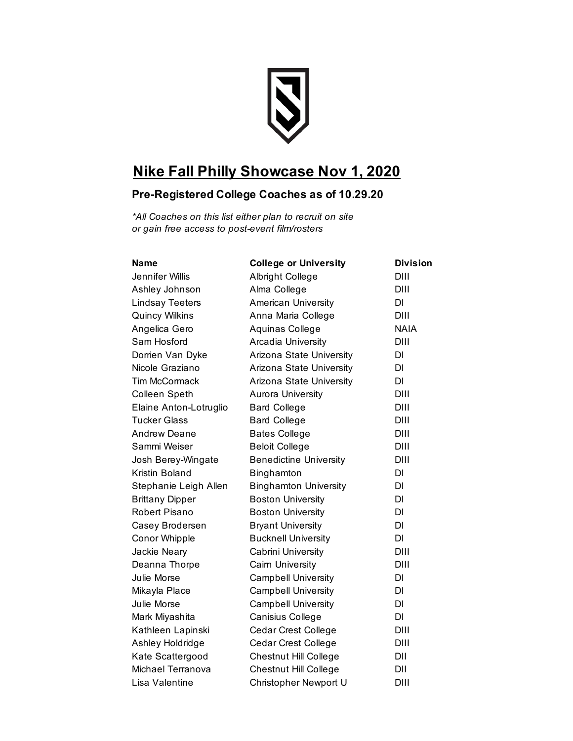# Nike Fall Philly Showcase Nov 1, 2020

### Pre-Registered College Coaches as of 10.29.20

*\*All Coaches on this list either plan to recruit on site or gain free access to post-event film/rosters*

| Name | College or University | Division |
|---|---|---|
| Jennifer Willis | Albright College | DIII |
| Ashley Johnson | Alma College | DIII |
| Lindsay Teeters | American University | DI |
| Quincy Wilkins | Anna Maria College | DIII |
| Angelica Gero | Aquinas College | NAIA |
| Sam Hosford | Arcadia University | DIII |
| Dorrien Van Dyke | Arizona State University | DI |
| Nicole Graziano | Arizona State University | DI |
| Tim McCormack | Arizona State University | DI |
| Colleen Speth | Aurora University | DIII |
| Elaine Anton-Lotruglio | Bard College | DIII |
| Tucker Glass | Bard College | DIII |
| Andrew Deane | Bates College | DIII |
| Sammi Weiser | Beloit College | DIII |
| Josh Berey-Wingate | Benedictine University | DIII |
| Kristin Boland | Binghamton | DI |
| Stephanie Leigh Allen | Binghamton University | DI |
| Brittany Dipper | Boston University | DI |
| Robert Pisano | Boston University | DI |
| Casey Brodersen | Bryant University | DI |
| Conor Whipple | Bucknell University | DI |
| Jackie Neary | Cabrini University | DIII |
| Deanna Thorpe | Cairn University | DIII |
| Julie Morse | Campbell University | DI |
| Mikayla Place | Campbell University | DI |
| Julie Morse | Campbell University | DI |
| Mark Miyashita | Canisius College | DI |
| Kathleen Lapinski | Cedar Crest College | DIII |
| Ashley Holdridge | Cedar Crest College | DIII |
| Kate Scattergood | Chestnut Hill College | DII |
| Michael Terranova | Chestnut Hill College | DII |
| Lisa Valentine | Christopher Newport U | DIII |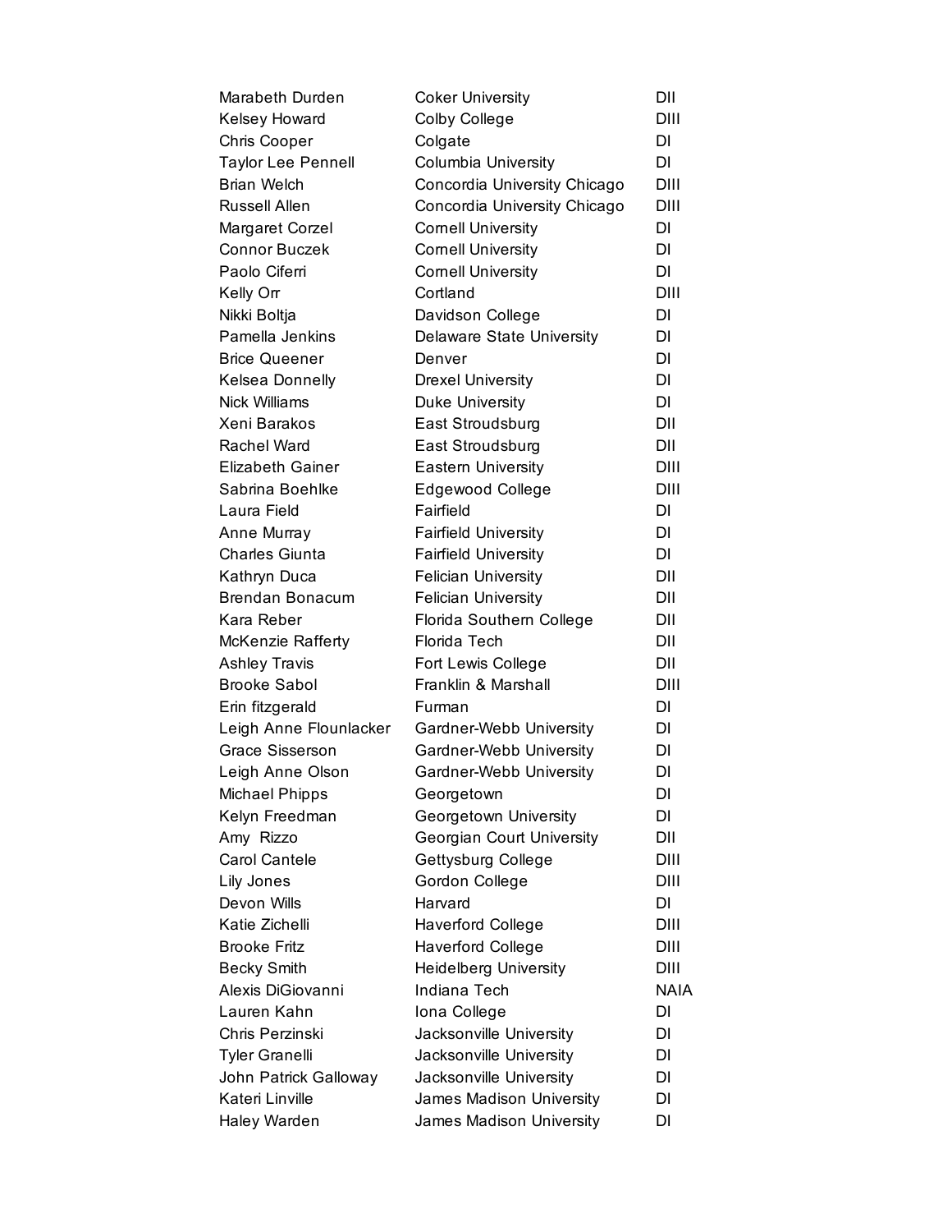| | | |
|---|---|---|
| Marabeth Durden | Coker University | DII |
| Kelsey Howard | Colby College | DIII |
| Chris Cooper | Colgate | DI |
| Taylor Lee Pennell | Columbia University | DI |
| Brian Welch | Concordia University Chicago | DIII |
| Russell Allen | Concordia University Chicago | DIII |
| Margaret Corzel | Cornell University | DI |
| Connor Buczek | Cornell University | DI |
| Paolo Ciferri | Cornell University | DI |
| Kelly Orr | Cortland | DIII |
| Nikki Boltja | Davidson College | DI |
| Pamella Jenkins | Delaware State University | DI |
| Brice Queener | Denver | DI |
| Kelsea Donnelly | Drexel University | DI |
| Nick Williams | Duke University | DI |
| Xeni Barakos | East Stroudsburg | DII |
| Rachel Ward | East Stroudsburg | DII |
| Elizabeth Gainer | Eastern University | DIII |
| Sabrina Boehlke | Edgewood College | DIII |
| Laura Field | Fairfield | DI |
| Anne Murray | Fairfield University | DI |
| Charles Giunta | Fairfield University | DI |
| Kathryn Duca | Felician University | DII |
| Brendan Bonacum | Felician University | DII |
| Kara Reber | Florida Southern College | DII |
| McKenzie Rafferty | Florida Tech | DII |
| Ashley Travis | Fort Lewis College | DII |
| Brooke Sabol | Franklin & Marshall | DIII |
| Erin fitzgerald | Furman | DI |
| Leigh Anne Flounlacker | Gardner-Webb University | DI |
| Grace Sisserson | Gardner-Webb University | DI |
| Leigh Anne Olson | Gardner-Webb University | DI |
| Michael Phipps | Georgetown | DI |
| Kelyn Freedman | Georgetown University | DI |
| Amy Rizzo | Georgian Court University | DII |
| Carol Cantele | Gettysburg College | DIII |
| Lily Jones | Gordon College | DIII |
| Devon Wills | Harvard | DI |
| Katie Zichelli | Haverford College | DIII |
| Brooke Fritz | Haverford College | DIII |
| Becky Smith | Heidelberg University | DIII |
| Alexis DiGiovanni | Indiana Tech | NAIA |
| Lauren Kahn | Iona College | DI |
| Chris Perzinski | Jacksonville University | DI |
| Tyler Granelli | Jacksonville University | DI |
| John Patrick Galloway | Jacksonville University | DI |
| Kateri Linville | James Madison University | DI |
| Haley Warden | James Madison University | DI |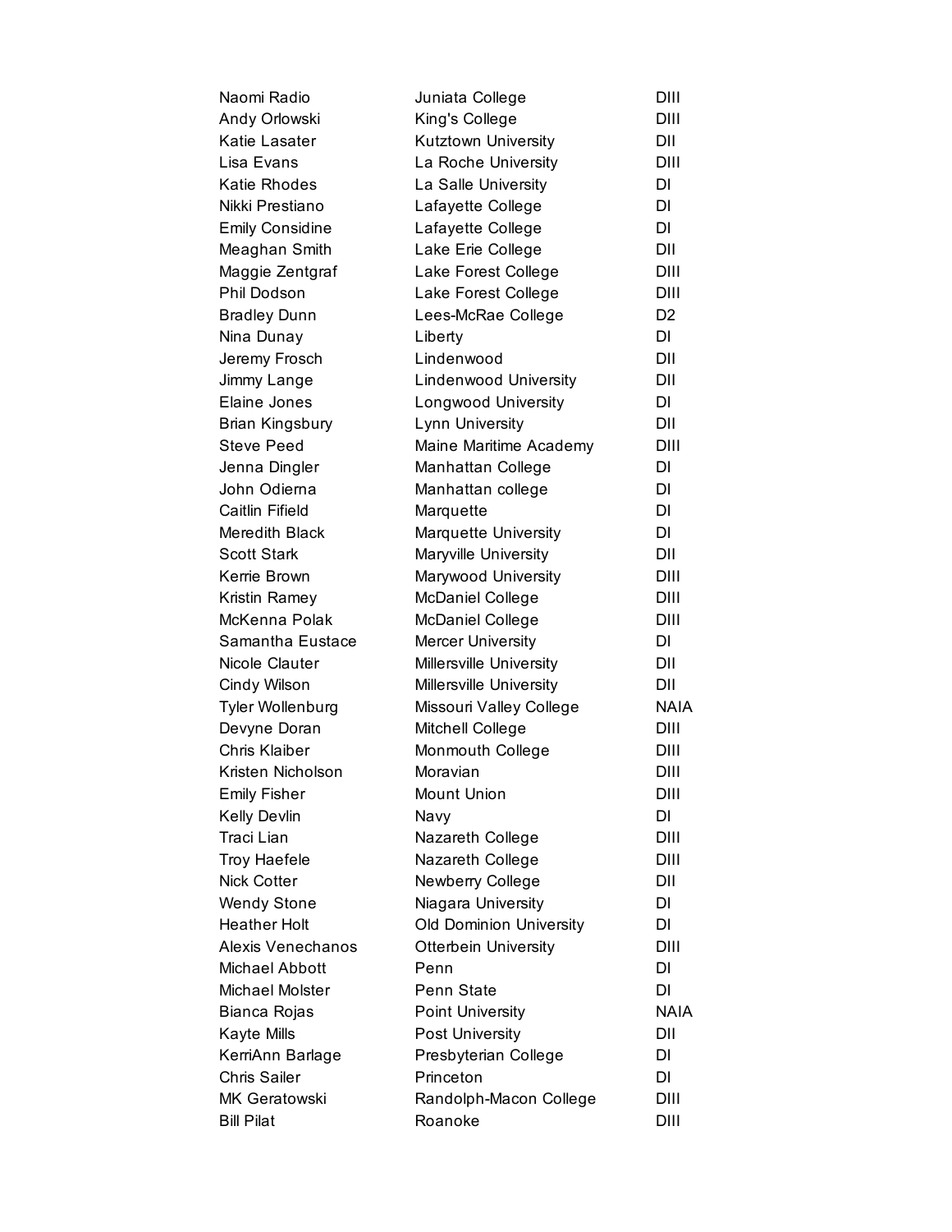| | | |
|---|---|---|
| Naomi Radio | Juniata College | DIII |
| Andy Orlowski | King's College | DIII |
| Katie Lasater | Kutztown University | DII |
| Lisa Evans | La Roche University | DIII |
| Katie Rhodes | La Salle University | DI |
| Nikki Prestiano | Lafayette College | DI |
| Emily Considine | Lafayette College | DI |
| Meaghan Smith | Lake Erie College | DII |
| Maggie Zentgraf | Lake Forest College | DIII |
| Phil Dodson | Lake Forest College | DIII |
| Bradley Dunn | Lees-McRae College | D2 |
| Nina Dunay | Liberty | DI |
| Jeremy Frosch | Lindenwood | DII |
| Jimmy Lange | Lindenwood University | DII |
| Elaine Jones | Longwood University | DI |
| Brian Kingsbury | Lynn University | DII |
| Steve Peed | Maine Maritime Academy | DIII |
| Jenna Dingler | Manhattan College | DI |
| John Odierna | Manhattan college | DI |
| Caitlin Fifield | Marquette | DI |
| Meredith Black | Marquette University | DI |
| Scott Stark | Maryville University | DII |
| Kerrie Brown | Marywood University | DIII |
| Kristin Ramey | McDaniel College | DIII |
| McKenna Polak | McDaniel College | DIII |
| Samantha Eustace | Mercer University | DI |
| Nicole Clauter | Millersville University | DII |
| Cindy Wilson | Millersville University | DII |
| Tyler Wollenburg | Missouri Valley College | NAIA |
| Devyne Doran | Mitchell College | DIII |
| Chris Klaiber | Monmouth College | DIII |
| Kristen Nicholson | Moravian | DIII |
| Emily Fisher | Mount Union | DIII |
| Kelly Devlin | Navy | DI |
| Traci Lian | Nazareth College | DIII |
| Troy Haefele | Nazareth College | DIII |
| Nick Cotter | Newberry College | DII |
| Wendy Stone | Niagara University | DI |
| Heather Holt | Old Dominion University | DI |
| Alexis Venechanos | Otterbein University | DIII |
| Michael Abbott | Penn | DI |
| Michael Molster | Penn State | DI |
| Bianca Rojas | Point University | NAIA |
| Kayte Mills | Post University | DII |
| KerriAnn Barlage | Presbyterian College | DI |
| Chris Sailer | Princeton | DI |
| MK Geratowski | Randolph-Macon College | DIII |
| Bill Pilat | Roanoke | DIII |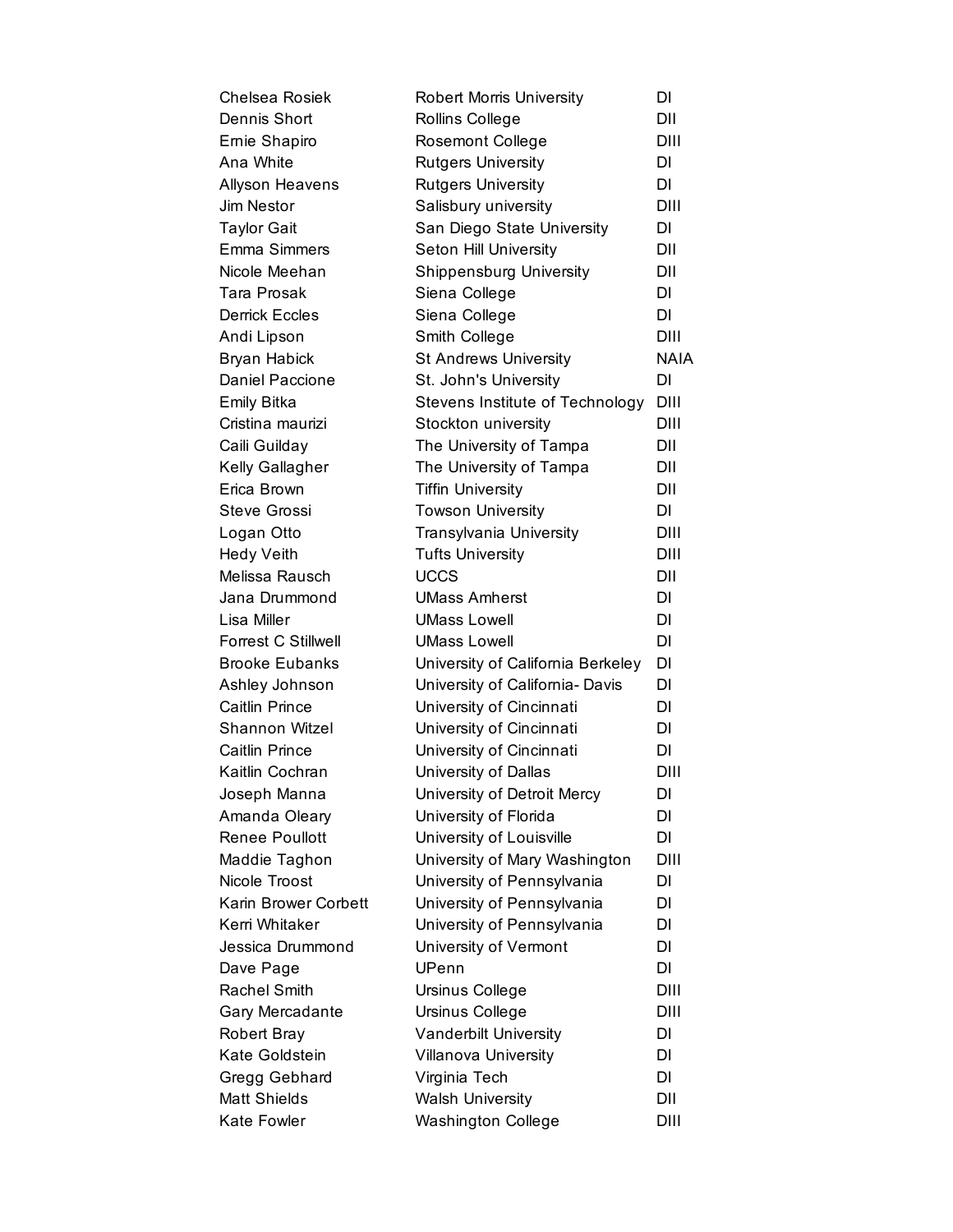| | | |
|---|---|---|
| Chelsea Rosiek | Robert Morris University | DI |
| Dennis Short | Rollins College | DII |
| Ernie Shapiro | Rosemont College | DIII |
| Ana White | Rutgers University | DI |
| Allyson Heavens | Rutgers University | DI |
| Jim Nestor | Salisbury university | DIII |
| Taylor Gait | San Diego State University | DI |
| Emma Simmers | Seton Hill University | DII |
| Nicole Meehan | Shippensburg University | DII |
| Tara Prosak | Siena College | DI |
| Derrick Eccles | Siena College | DI |
| Andi Lipson | Smith College | DIII |
| Bryan Habick | St Andrews University | NAIA |
| Daniel Paccione | St. John's University | DI |
| Emily Bitka | Stevens Institute of Technology | DIII |
| Cristina maurizi | Stockton university | DIII |
| Caili Guilday | The University of Tampa | DII |
| Kelly Gallagher | The University of Tampa | DII |
| Erica Brown | Tiffin University | DII |
| Steve Grossi | Towson University | DI |
| Logan Otto | Transylvania University | DIII |
| Hedy Veith | Tufts University | DIII |
| Melissa Rausch | UCCS | DII |
| Jana Drummond | UMass Amherst | DI |
| Lisa Miller | UMass Lowell | DI |
| Forrest C Stillwell | UMass Lowell | DI |
| Brooke Eubanks | University of California Berkeley | DI |
| Ashley Johnson | University of California- Davis | DI |
| Caitlin Prince | University of Cincinnati | DI |
| Shannon Witzel | University of Cincinnati | DI |
| Caitlin Prince | University of Cincinnati | DI |
| Kaitlin Cochran | University of Dallas | DIII |
| Joseph Manna | University of Detroit Mercy | DI |
| Amanda Oleary | University of Florida | DI |
| Renee Poullott | University of Louisville | DI |
| Maddie Taghon | University of Mary Washington | DIII |
| Nicole Troost | University of Pennsylvania | DI |
| Karin Brower Corbett | University of Pennsylvania | DI |
| Kerri Whitaker | University of Pennsylvania | DI |
| Jessica Drummond | University of Vermont | DI |
| Dave Page | UPenn | DI |
| Rachel Smith | Ursinus College | DIII |
| Gary Mercadante | Ursinus College | DIII |
| Robert Bray | Vanderbilt University | DI |
| Kate Goldstein | Villanova University | DI |
| Gregg Gebhard | Virginia Tech | DI |
| Matt Shields | Walsh University | DII |
| Kate Fowler | Washington College | DIII |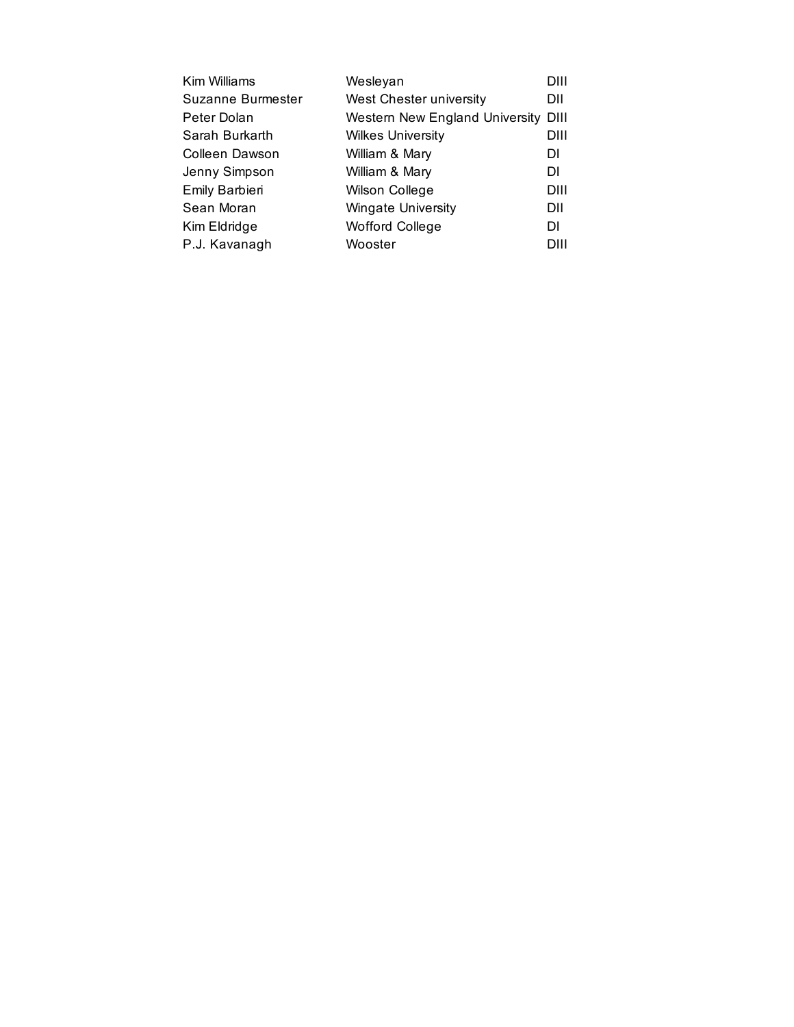| | | |
|---|---|---|
| Kim Williams | Wesleyan | DIII |
| Suzanne Burmester | West Chester university | DII |
| Peter Dolan | Western New England University | DIII |
| Sarah Burkarth | Wilkes University | DIII |
| Colleen Dawson | William & Mary | DI |
| Jenny Simpson | William & Mary | DI |
| Emily Barbieri | Wilson College | DIII |
| Sean Moran | Wingate University | DII |
| Kim Eldridge | Wofford College | DI |
| P.J. Kavanagh | Wooster | DIII |